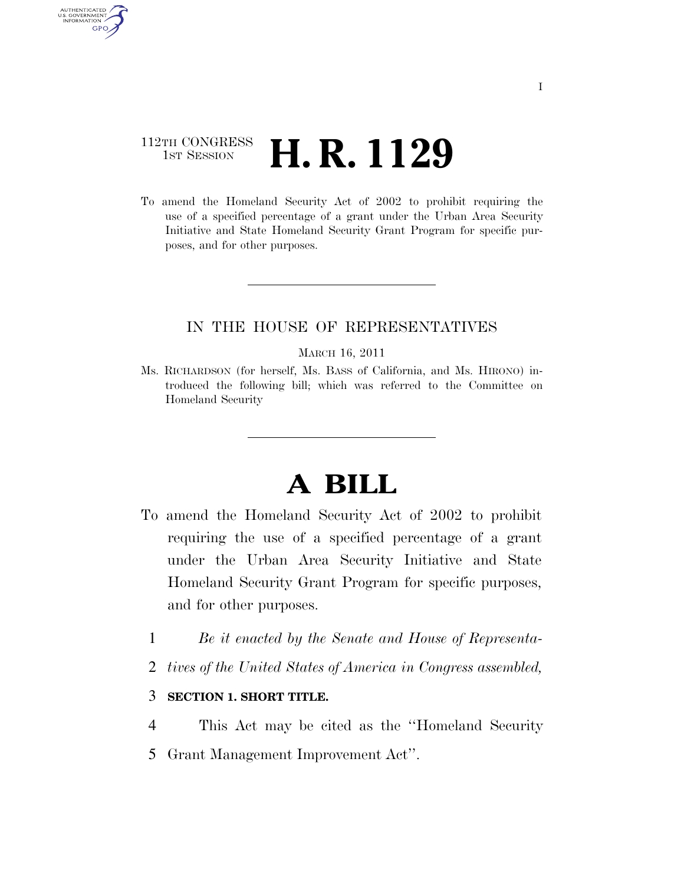112TH CONGRESS
1ST SESSION

# H. R. 1129

To amend the Homeland Security Act of 2002 to prohibit requiring the use of a specified percentage of a grant under the Urban Area Security Initiative and State Homeland Security Grant Program for specific purposes, and for other purposes.

IN THE HOUSE OF REPRESENTATIVES

MARCH 16, 2011

Ms. RICHARDSON (for herself, Ms. BASS of California, and Ms. HIRONO) introduced the following bill; which was referred to the Committee on Homeland Security

# A BILL

To amend the Homeland Security Act of 2002 to prohibit requiring the use of a specified percentage of a grant under the Urban Area Security Initiative and State Homeland Security Grant Program for specific purposes, and for other purposes.

1 *Be it enacted by the Senate and House of Representa-*
2 *tives of the United States of America in Congress assembled,*

3 **SECTION 1. SHORT TITLE.**

4 This Act may be cited as the ''Homeland Security
5 Grant Management Improvement Act''.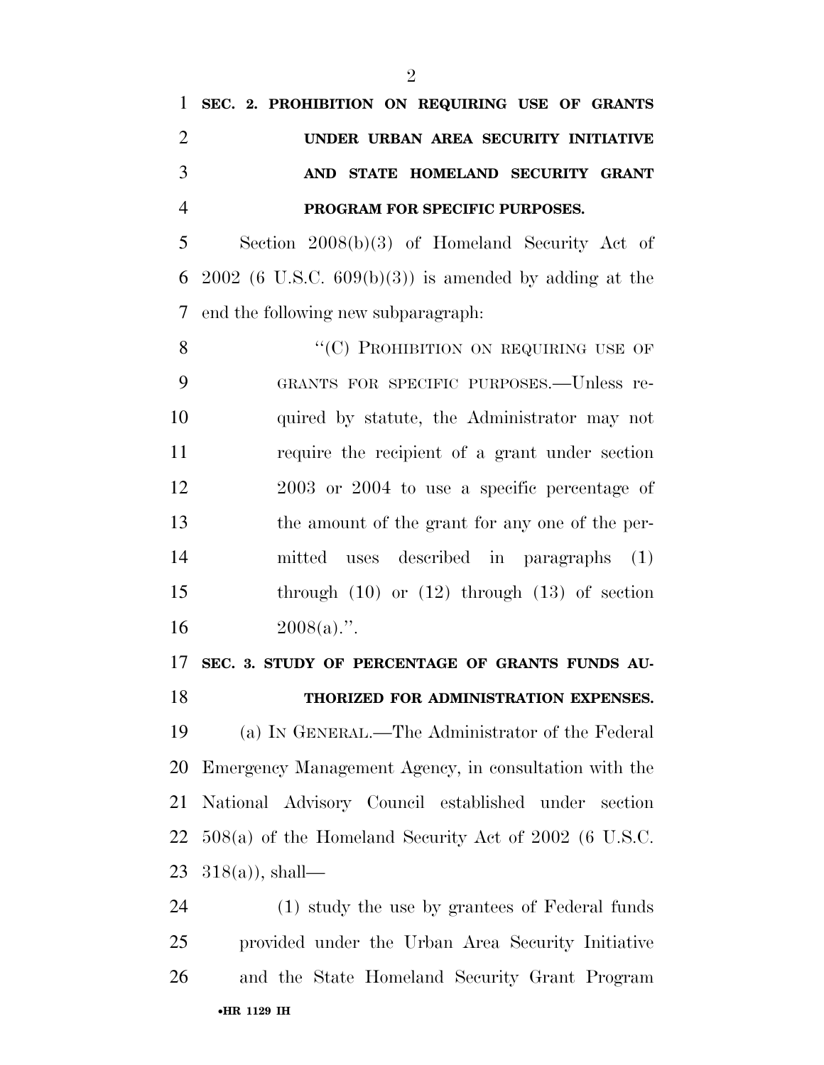**SEC. 2. PROHIBITION ON REQUIRING USE OF GRANTS UNDER URBAN AREA SECURITY INITIATIVE AND STATE HOMELAND SECURITY GRANT PROGRAM FOR SPECIFIC PURPOSES.**

Section 2008(b)(3) of Homeland Security Act of 2002 (6 U.S.C. 609(b)(3)) is amended by adding at the end the following new subparagraph:

"(C) PROHIBITION ON REQUIRING USE OF GRANTS FOR SPECIFIC PURPOSES.—Unless required by statute, the Administrator may not require the recipient of a grant under section 2003 or 2004 to use a specific percentage of the amount of the grant for any one of the permitted uses described in paragraphs (1) through (10) or (12) through (13) of section 2008(a).".

**SEC. 3. STUDY OF PERCENTAGE OF GRANTS FUNDS AUTHORIZED FOR ADMINISTRATION EXPENSES.**

(a) IN GENERAL.—The Administrator of the Federal Emergency Management Agency, in consultation with the National Advisory Council established under section 508(a) of the Homeland Security Act of 2002 (6 U.S.C. 318(a)), shall—

(1) study the use by grantees of Federal funds provided under the Urban Area Security Initiative and the State Homeland Security Grant Program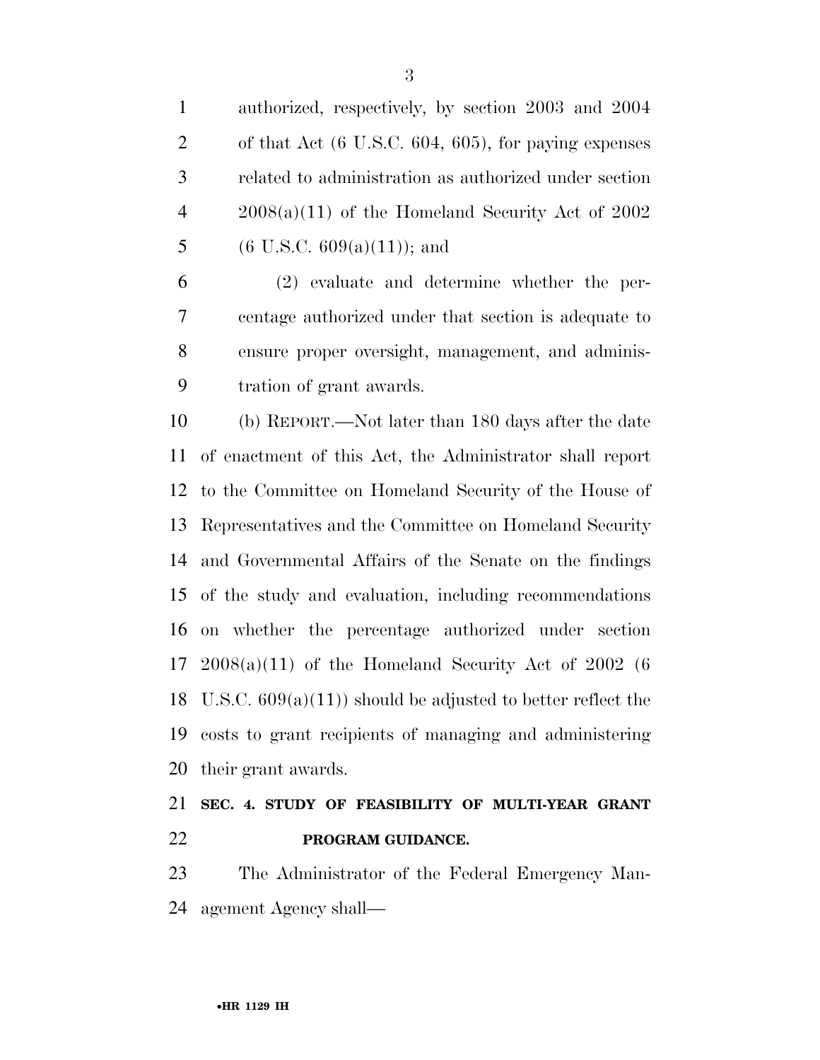authorized, respectively, by section 2003 and 2004 of that Act (6 U.S.C. 604, 605), for paying expenses related to administration as authorized under section 2008(a)(11) of the Homeland Security Act of 2002 (6 U.S.C. 609(a)(11)); and

(2) evaluate and determine whether the percentage authorized under that section is adequate to ensure proper oversight, management, and administration of grant awards.

(b) REPORT.—Not later than 180 days after the date of enactment of this Act, the Administrator shall report to the Committee on Homeland Security of the House of Representatives and the Committee on Homeland Security and Governmental Affairs of the Senate on the findings of the study and evaluation, including recommendations on whether the percentage authorized under section 2008(a)(11) of the Homeland Security Act of 2002 (6 U.S.C. 609(a)(11)) should be adjusted to better reflect the costs to grant recipients of managing and administering their grant awards.

**SEC. 4. STUDY OF FEASIBILITY OF MULTI-YEAR GRANT PROGRAM GUIDANCE.**

The Administrator of the Federal Emergency Management Agency shall—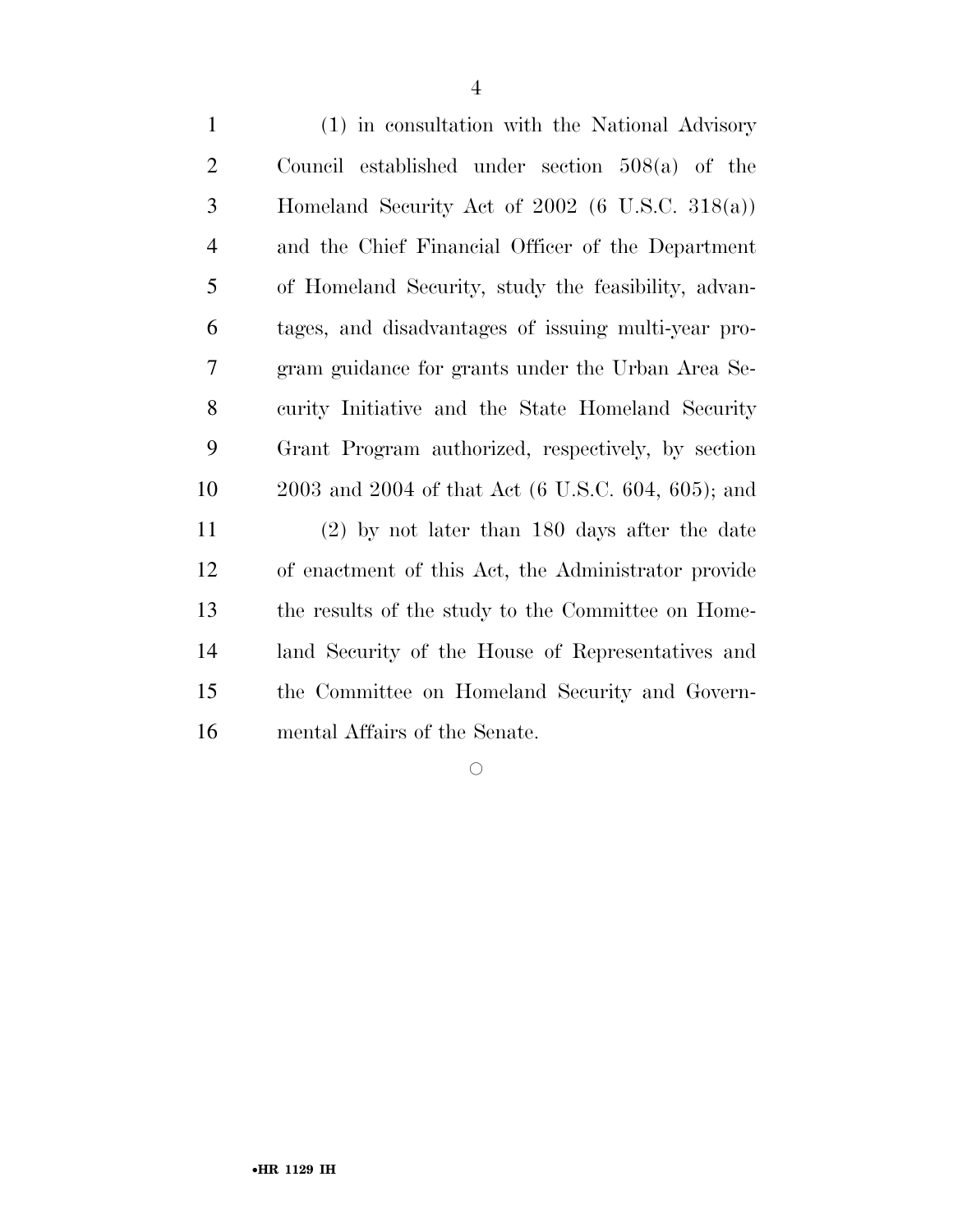(1) in consultation with the National Advisory Council established under section 508(a) of the Homeland Security Act of 2002 (6 U.S.C. 318(a)) and the Chief Financial Officer of the Department of Homeland Security, study the feasibility, advantages, and disadvantages of issuing multi-year program guidance for grants under the Urban Area Security Initiative and the State Homeland Security Grant Program authorized, respectively, by section 2003 and 2004 of that Act (6 U.S.C. 604, 605); and

(2) by not later than 180 days after the date of enactment of this Act, the Administrator provide the results of the study to the Committee on Homeland Security of the House of Representatives and the Committee on Homeland Security and Governmental Affairs of the Senate.

○